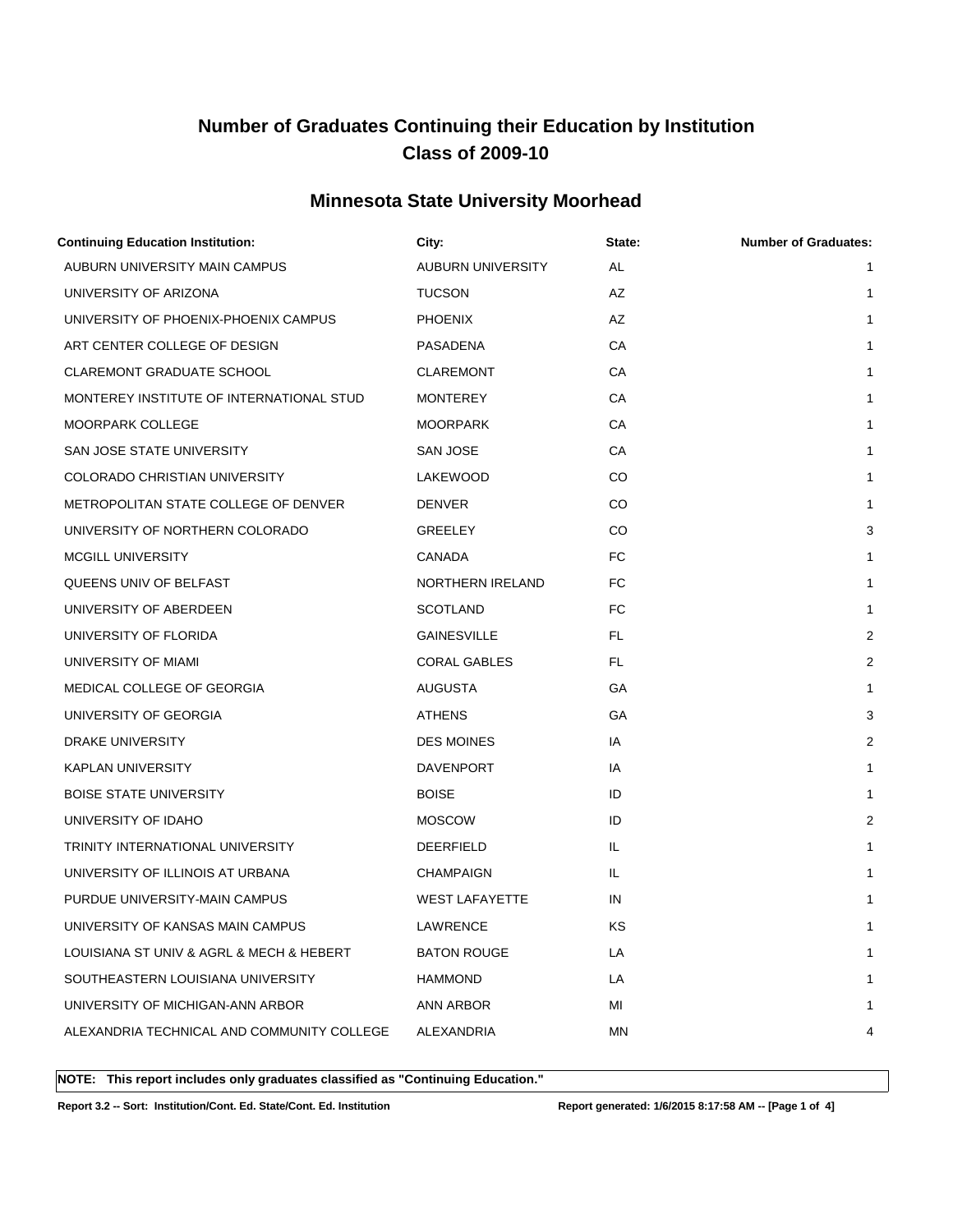# Number of Graduates Continuing their Education by Institution
# Class of 2009-10

## Minnesota State University Moorhead

| Continuing Education Institution: | City: | State: | Number of Graduates: |
|---|---|---|---|
| AUBURN UNIVERSITY MAIN CAMPUS | AUBURN UNIVERSITY | AL | 1 |
| UNIVERSITY OF ARIZONA | TUCSON | AZ | 1 |
| UNIVERSITY OF PHOENIX-PHOENIX CAMPUS | PHOENIX | AZ | 1 |
| ART CENTER COLLEGE OF DESIGN | PASADENA | CA | 1 |
| CLAREMONT GRADUATE SCHOOL | CLAREMONT | CA | 1 |
| MONTEREY INSTITUTE OF INTERNATIONAL STUD | MONTEREY | CA | 1 |
| MOORPARK COLLEGE | MOORPARK | CA | 1 |
| SAN JOSE STATE UNIVERSITY | SAN JOSE | CA | 1 |
| COLORADO CHRISTIAN UNIVERSITY | LAKEWOOD | CO | 1 |
| METROPOLITAN STATE COLLEGE OF DENVER | DENVER | CO | 1 |
| UNIVERSITY OF NORTHERN COLORADO | GREELEY | CO | 3 |
| MCGILL UNIVERSITY | CANADA | FC | 1 |
| QUEENS UNIV OF BELFAST | NORTHERN IRELAND | FC | 1 |
| UNIVERSITY OF ABERDEEN | SCOTLAND | FC | 1 |
| UNIVERSITY OF FLORIDA | GAINESVILLE | FL | 2 |
| UNIVERSITY OF MIAMI | CORAL GABLES | FL | 2 |
| MEDICAL COLLEGE OF GEORGIA | AUGUSTA | GA | 1 |
| UNIVERSITY OF GEORGIA | ATHENS | GA | 3 |
| DRAKE UNIVERSITY | DES MOINES | IA | 2 |
| KAPLAN UNIVERSITY | DAVENPORT | IA | 1 |
| BOISE STATE UNIVERSITY | BOISE | ID | 1 |
| UNIVERSITY OF IDAHO | MOSCOW | ID | 2 |
| TRINITY INTERNATIONAL UNIVERSITY | DEERFIELD | IL | 1 |
| UNIVERSITY OF ILLINOIS AT URBANA | CHAMPAIGN | IL | 1 |
| PURDUE UNIVERSITY-MAIN CAMPUS | WEST LAFAYETTE | IN | 1 |
| UNIVERSITY OF KANSAS MAIN CAMPUS | LAWRENCE | KS | 1 |
| LOUISIANA ST UNIV & AGRL & MECH & HEBERT | BATON ROUGE | LA | 1 |
| SOUTHEASTERN LOUISIANA UNIVERSITY | HAMMOND | LA | 1 |
| UNIVERSITY OF MICHIGAN-ANN ARBOR | ANN ARBOR | MI | 1 |
| ALEXANDRIA TECHNICAL AND COMMUNITY COLLEGE | ALEXANDRIA | MN | 4 |

**NOTE: This report includes only graduates classified as "Continuing Education."**

**Report 3.2 -- Sort: Institution/Cont. Ed. State/Cont. Ed. Institution** **Report generated: 1/6/2015 8:17:58 AM**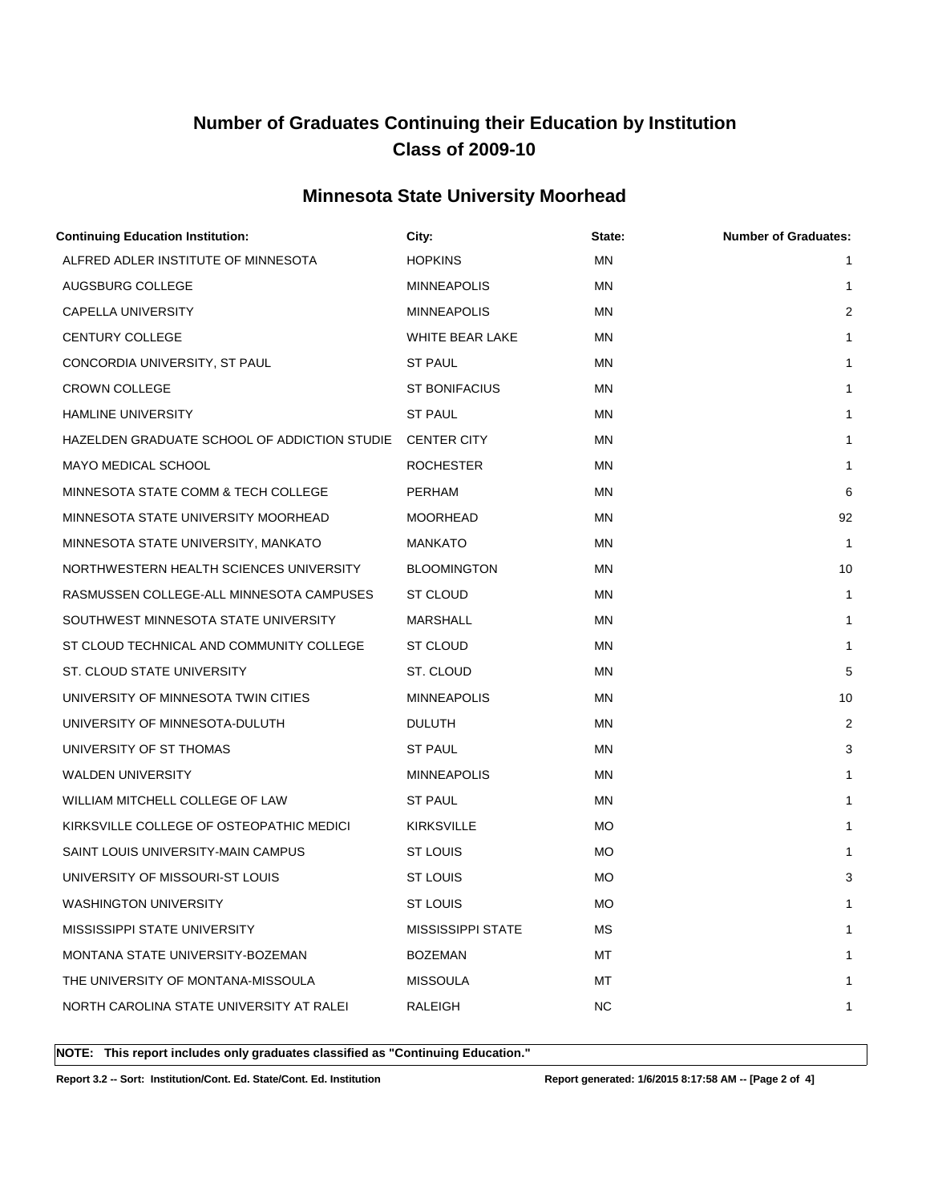# Number of Graduates Continuing their Education by Institution
# Class of 2009-10

## Minnesota State University Moorhead

| Continuing Education Institution: | City: | State: | Number of Graduates: |
|---|---|---|---|
| ALFRED ADLER INSTITUTE OF MINNESOTA | HOPKINS | MN | 1 |
| AUGSBURG COLLEGE | MINNEAPOLIS | MN | 1 |
| CAPELLA UNIVERSITY | MINNEAPOLIS | MN | 2 |
| CENTURY COLLEGE | WHITE BEAR LAKE | MN | 1 |
| CONCORDIA UNIVERSITY, ST PAUL | ST PAUL | MN | 1 |
| CROWN COLLEGE | ST BONIFACIUS | MN | 1 |
| HAMLINE UNIVERSITY | ST PAUL | MN | 1 |
| HAZELDEN GRADUATE SCHOOL OF ADDICTION STUDIE | CENTER CITY | MN | 1 |
| MAYO MEDICAL SCHOOL | ROCHESTER | MN | 1 |
| MINNESOTA STATE COMM & TECH COLLEGE | PERHAM | MN | 6 |
| MINNESOTA STATE UNIVERSITY MOORHEAD | MOORHEAD | MN | 92 |
| MINNESOTA STATE UNIVERSITY, MANKATO | MANKATO | MN | 1 |
| NORTHWESTERN HEALTH SCIENCES UNIVERSITY | BLOOMINGTON | MN | 10 |
| RASMUSSEN COLLEGE-ALL MINNESOTA CAMPUSES | ST CLOUD | MN | 1 |
| SOUTHWEST MINNESOTA STATE UNIVERSITY | MARSHALL | MN | 1 |
| ST CLOUD TECHNICAL AND COMMUNITY COLLEGE | ST CLOUD | MN | 1 |
| ST. CLOUD STATE UNIVERSITY | ST. CLOUD | MN | 5 |
| UNIVERSITY OF MINNESOTA TWIN CITIES | MINNEAPOLIS | MN | 10 |
| UNIVERSITY OF MINNESOTA-DULUTH | DULUTH | MN | 2 |
| UNIVERSITY OF ST THOMAS | ST PAUL | MN | 3 |
| WALDEN UNIVERSITY | MINNEAPOLIS | MN | 1 |
| WILLIAM MITCHELL COLLEGE OF LAW | ST PAUL | MN | 1 |
| KIRKSVILLE COLLEGE OF OSTEOPATHIC MEDICI | KIRKSVILLE | MO | 1 |
| SAINT LOUIS UNIVERSITY-MAIN CAMPUS | ST LOUIS | MO | 1 |
| UNIVERSITY OF MISSOURI-ST LOUIS | ST LOUIS | MO | 3 |
| WASHINGTON UNIVERSITY | ST LOUIS | MO | 1 |
| MISSISSIPPI STATE UNIVERSITY | MISSISSIPPI STATE | MS | 1 |
| MONTANA STATE UNIVERSITY-BOZEMAN | BOZEMAN | MT | 1 |
| THE UNIVERSITY OF MONTANA-MISSOULA | MISSOULA | MT | 1 |
| NORTH CAROLINA STATE UNIVERSITY AT RALEI | RALEIGH | NC | 1 |

**NOTE: This report includes only graduates classified as "Continuing Education."**

**Report 3.2 -- Sort: Institution/Cont. Ed. State/Cont. Ed. Institution** **Report generated: 1/6/2015 8:17:58 AM**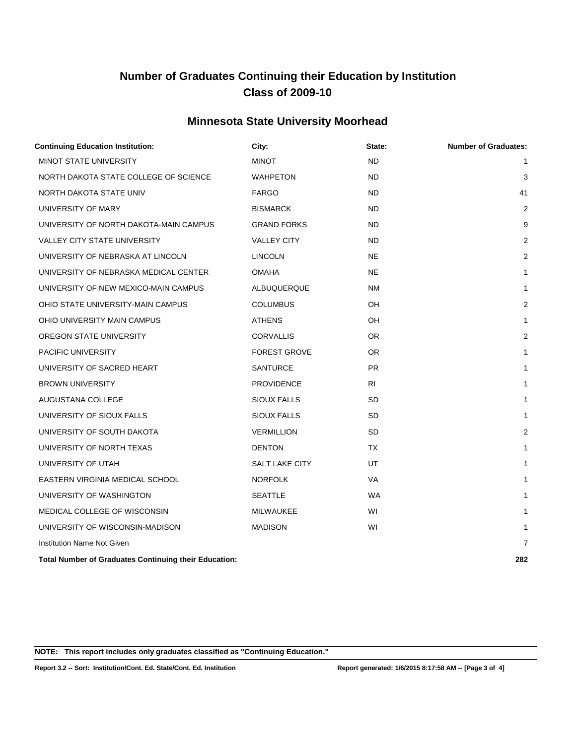# Number of Graduates Continuing their Education by Institution
# Class of 2009-10

## Minnesota State University Moorhead

| Continuing Education Institution: | City: | State: | Number of Graduates: |
|---|---|---|---|
| MINOT STATE UNIVERSITY | MINOT | ND | 1 |
| NORTH DAKOTA STATE COLLEGE OF SCIENCE | WAHPETON | ND | 3 |
| NORTH DAKOTA STATE UNIV | FARGO | ND | 41 |
| UNIVERSITY OF MARY | BISMARCK | ND | 2 |
| UNIVERSITY OF NORTH DAKOTA-MAIN CAMPUS | GRAND FORKS | ND | 9 |
| VALLEY CITY STATE UNIVERSITY | VALLEY CITY | ND | 2 |
| UNIVERSITY OF NEBRASKA AT LINCOLN | LINCOLN | NE | 2 |
| UNIVERSITY OF NEBRASKA MEDICAL CENTER | OMAHA | NE | 1 |
| UNIVERSITY OF NEW MEXICO-MAIN CAMPUS | ALBUQUERQUE | NM | 1 |
| OHIO STATE UNIVERSITY-MAIN CAMPUS | COLUMBUS | OH | 2 |
| OHIO UNIVERSITY MAIN CAMPUS | ATHENS | OH | 1 |
| OREGON STATE UNIVERSITY | CORVALLIS | OR | 2 |
| PACIFIC UNIVERSITY | FOREST GROVE | OR | 1 |
| UNIVERSITY OF SACRED HEART | SANTURCE | PR | 1 |
| BROWN UNIVERSITY | PROVIDENCE | RI | 1 |
| AUGUSTANA COLLEGE | SIOUX FALLS | SD | 1 |
| UNIVERSITY OF SIOUX FALLS | SIOUX FALLS | SD | 1 |
| UNIVERSITY OF SOUTH DAKOTA | VERMILLION | SD | 2 |
| UNIVERSITY OF NORTH TEXAS | DENTON | TX | 1 |
| UNIVERSITY OF UTAH | SALT LAKE CITY | UT | 1 |
| EASTERN VIRGINIA MEDICAL SCHOOL | NORFOLK | VA | 1 |
| UNIVERSITY OF WASHINGTON | SEATTLE | WA | 1 |
| MEDICAL COLLEGE OF WISCONSIN | MILWAUKEE | WI | 1 |
| UNIVERSITY OF WISCONSIN-MADISON | MADISON | WI | 1 |
| Institution Name Not Given | | | 7 |
| **Total Number of Graduates Continuing their Education:** | | | **282** |

**NOTE: This report includes only graduates classified as "Continuing Education."**

**Report 3.2 -- Sort: Institution/Cont. Ed. State/Cont. Ed. Institution** | **Report generated: 1/6/2015 8:17:58 AM**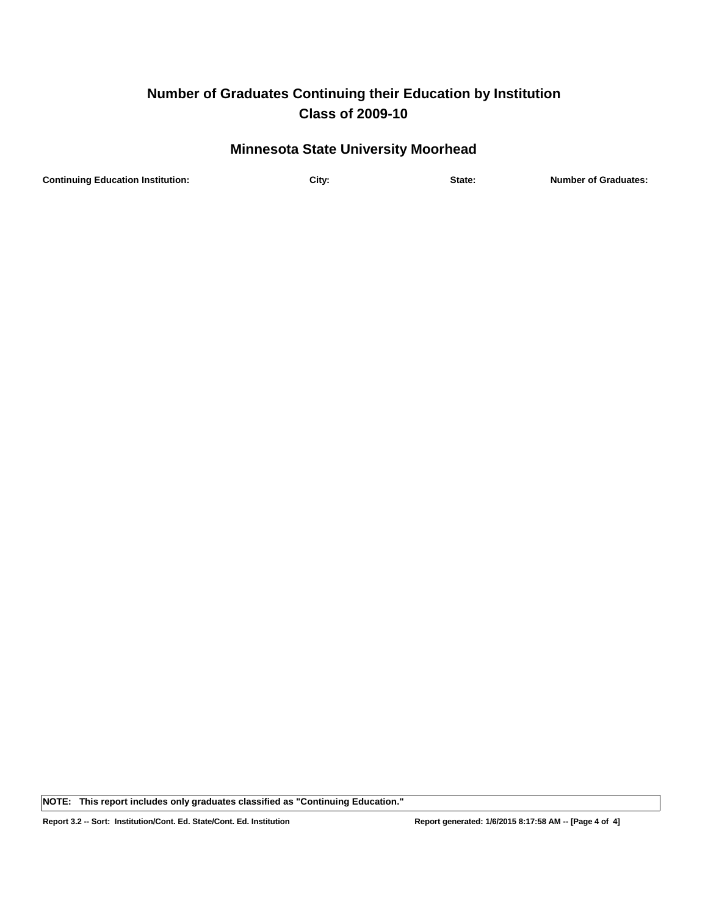# Number of Graduates Continuing their Education by Institution
# Class of 2009-10

## Minnesota State University Moorhead

| Continuing Education Institution: | City: | State: | Number of Graduates: |
|---|---|---|---|

**NOTE: This report includes only graduates classified as "Continuing Education."**

**Report 3.2 -- Sort: Institution/Cont. Ed. State/Cont. Ed. Institution** **Report generated: 1/6/2015 8:17:58 AM**